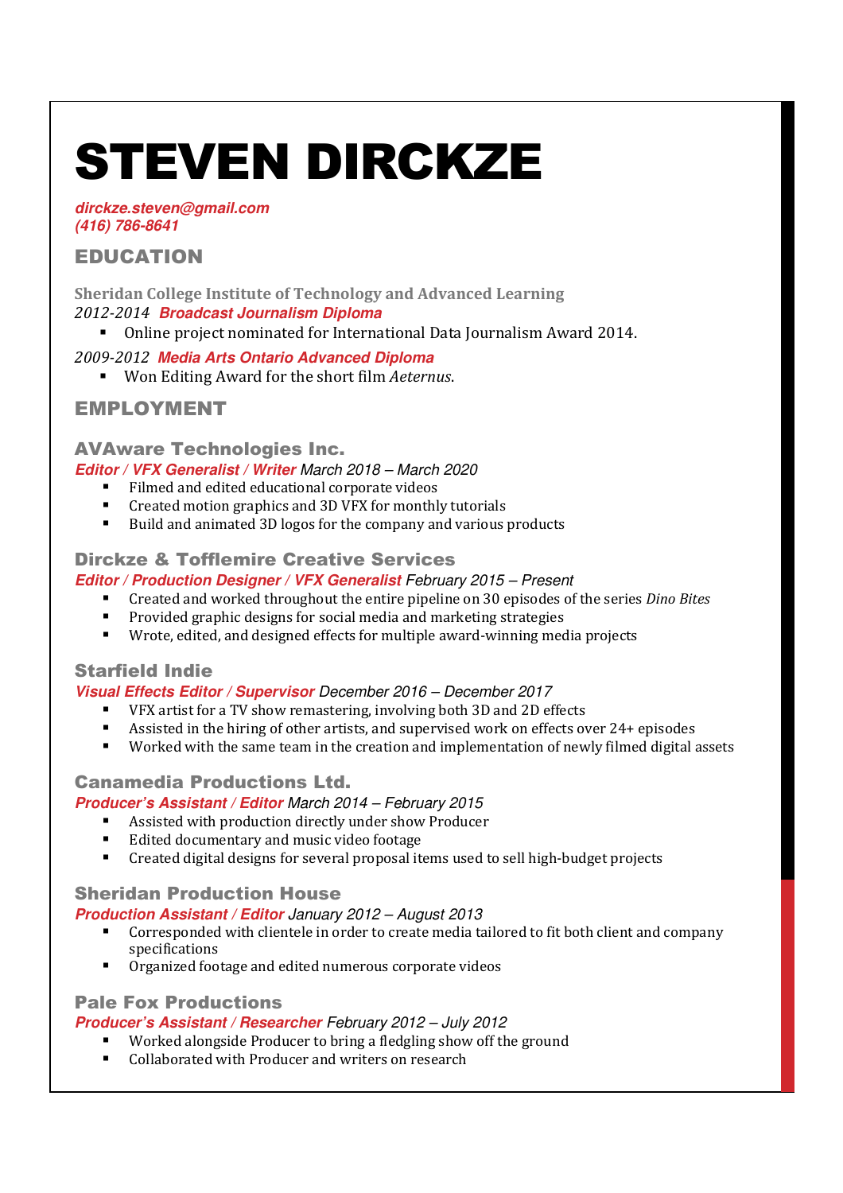# STEVEN DIRCKZE

***dirckze.steven@gmail.com***
***(416) 786-8641***

## EDUCATION

**Sheridan College Institute of Technology and Advanced Learning**
*2012-2014* ***Broadcast Journalism Diploma***

- Online project nominated for International Data Journalism Award 2014.

*2009-2012* ***Media Arts Ontario Advanced Diploma***

- Won Editing Award for the short film *Aeternus*.

## EMPLOYMENT

### AVAware Technologies Inc.

***Editor / VFX Generalist / Writer*** *March 2018 – March 2020*

- Filmed and edited educational corporate videos
- Created motion graphics and 3D VFX for monthly tutorials
- Build and animated 3D logos for the company and various products

### Dirckze & Tofflemire Creative Services

***Editor / Production Designer / VFX Generalist*** *February 2015 – Present*

- Created and worked throughout the entire pipeline on 30 episodes of the series *Dino Bites*
- Provided graphic designs for social media and marketing strategies
- Wrote, edited, and designed effects for multiple award-winning media projects

### Starfield Indie

***Visual Effects Editor / Supervisor*** *December 2016 – December 2017*

- VFX artist for a TV show remastering, involving both 3D and 2D effects
- Assisted in the hiring of other artists, and supervised work on effects over 24+ episodes
- Worked with the same team in the creation and implementation of newly filmed digital assets

### Canamedia Productions Ltd.

***Producer's Assistant / Editor*** *March 2014 – February 2015*

- Assisted with production directly under show Producer
- Edited documentary and music video footage
- Created digital designs for several proposal items used to sell high-budget projects

### Sheridan Production House

***Production Assistant / Editor*** *January 2012 – August 2013*

- Corresponded with clientele in order to create media tailored to fit both client and company specifications
- Organized footage and edited numerous corporate videos

### Pale Fox Productions

***Producer's Assistant / Researcher*** *February 2012 – July 2012*

- Worked alongside Producer to bring a fledgling show off the ground
- Collaborated with Producer and writers on research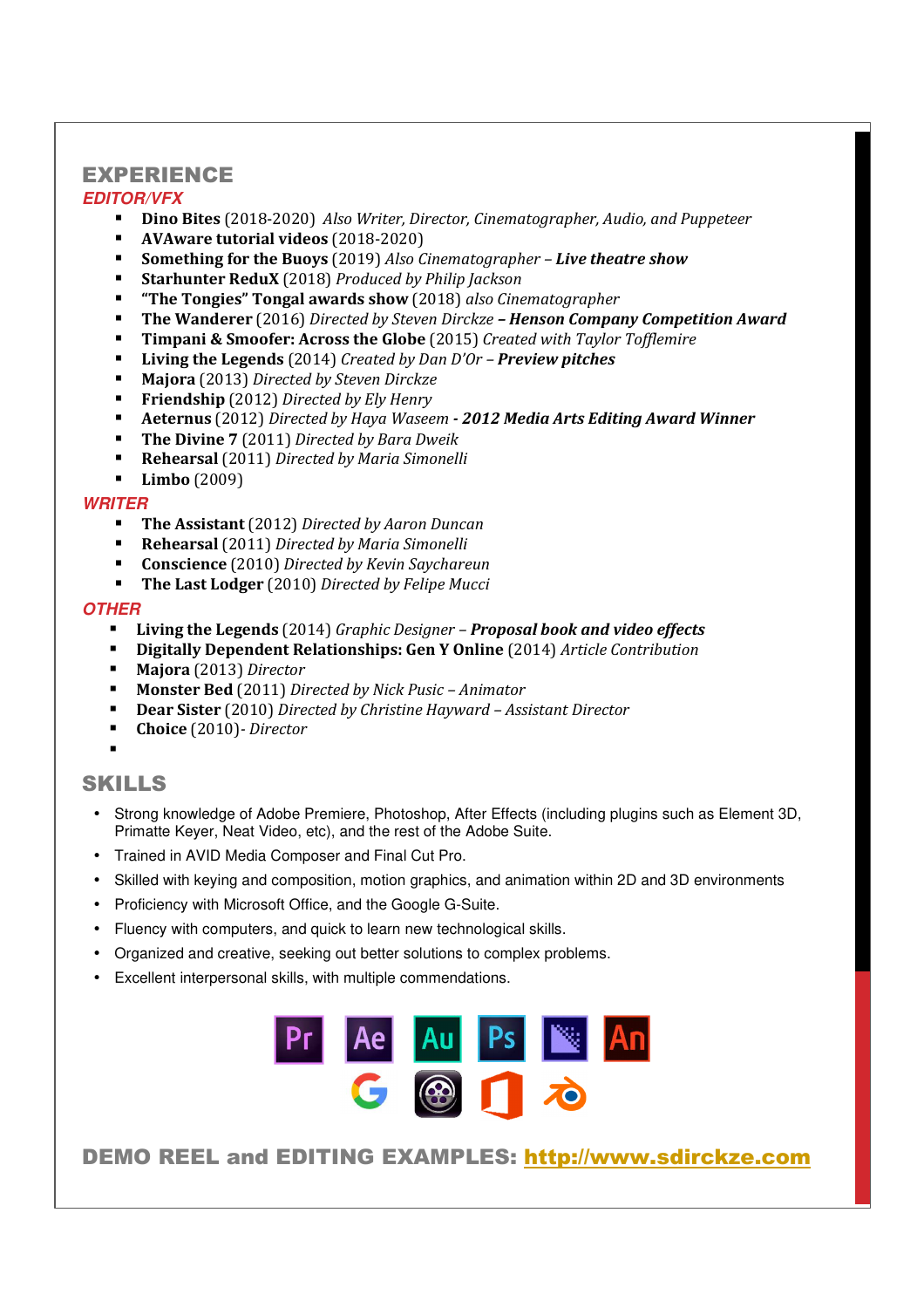## EXPERIENCE

### *EDITOR/VFX*

- **Dino Bites** (2018-2020) *Also Writer, Director, Cinematographer, Audio, and Puppeteer*
- **AVAware tutorial videos** (2018-2020)
- **Something for the Buoys** (2019) *Also Cinematographer* – ***Live theatre show***
- **Starhunter ReduX** (2018) *Produced by Philip Jackson*
- **"The Tongies" Tongal awards show** (2018) *also Cinematographer*
- **The Wanderer** (2016) *Directed by Steven Dirckze* – ***Henson Company Competition Award***
- **Timpani & Smoofer: Across the Globe** (2015) *Created with Taylor Tofflemire*
- **Living the Legends** (2014) *Created by Dan D'Or* – ***Preview pitches***
- **Majora** (2013) *Directed by Steven Dirckze*
- **Friendship** (2012) *Directed by Ely Henry*
- **Aeternus** (2012) *Directed by Haya Waseem* - ***2012 Media Arts Editing Award Winner***
- **The Divine 7** (2011) *Directed by Bara Dweik*
- **Rehearsal** (2011) *Directed by Maria Simonelli*
- **Limbo** (2009)

### *WRITER*

- **The Assistant** (2012) *Directed by Aaron Duncan*
- **Rehearsal** (2011) *Directed by Maria Simonelli*
- **Conscience** (2010) *Directed by Kevin Saychareun*
- **The Last Lodger** (2010) *Directed by Felipe Mucci*

### *OTHER*

- **Living the Legends** (2014) *Graphic Designer* – ***Proposal book and video effects***
- **Digitally Dependent Relationships: Gen Y Online** (2014) *Article Contribution*
- **Majora** (2013) *Director*
- **Monster Bed** (2011) *Directed by Nick Pusic – Animator*
- **Dear Sister** (2010) *Directed by Christine Hayward – Assistant Director*
- **Choice** (2010)- *Director*

## SKILLS

- Strong knowledge of Adobe Premiere, Photoshop, After Effects (including plugins such as Element 3D, Primatte Keyer, Neat Video, etc), and the rest of the Adobe Suite.
- Trained in AVID Media Composer and Final Cut Pro.
- Skilled with keying and composition, motion graphics, and animation within 2D and 3D environments
- Proficiency with Microsoft Office, and the Google G-Suite.
- Fluency with computers, and quick to learn new technological skills.
- Organized and creative, seeking out better solutions to complex problems.
- Excellent interpersonal skills, with multiple commendations.

**DEMO REEL and EDITING EXAMPLES: http://www.sdirckze.com**